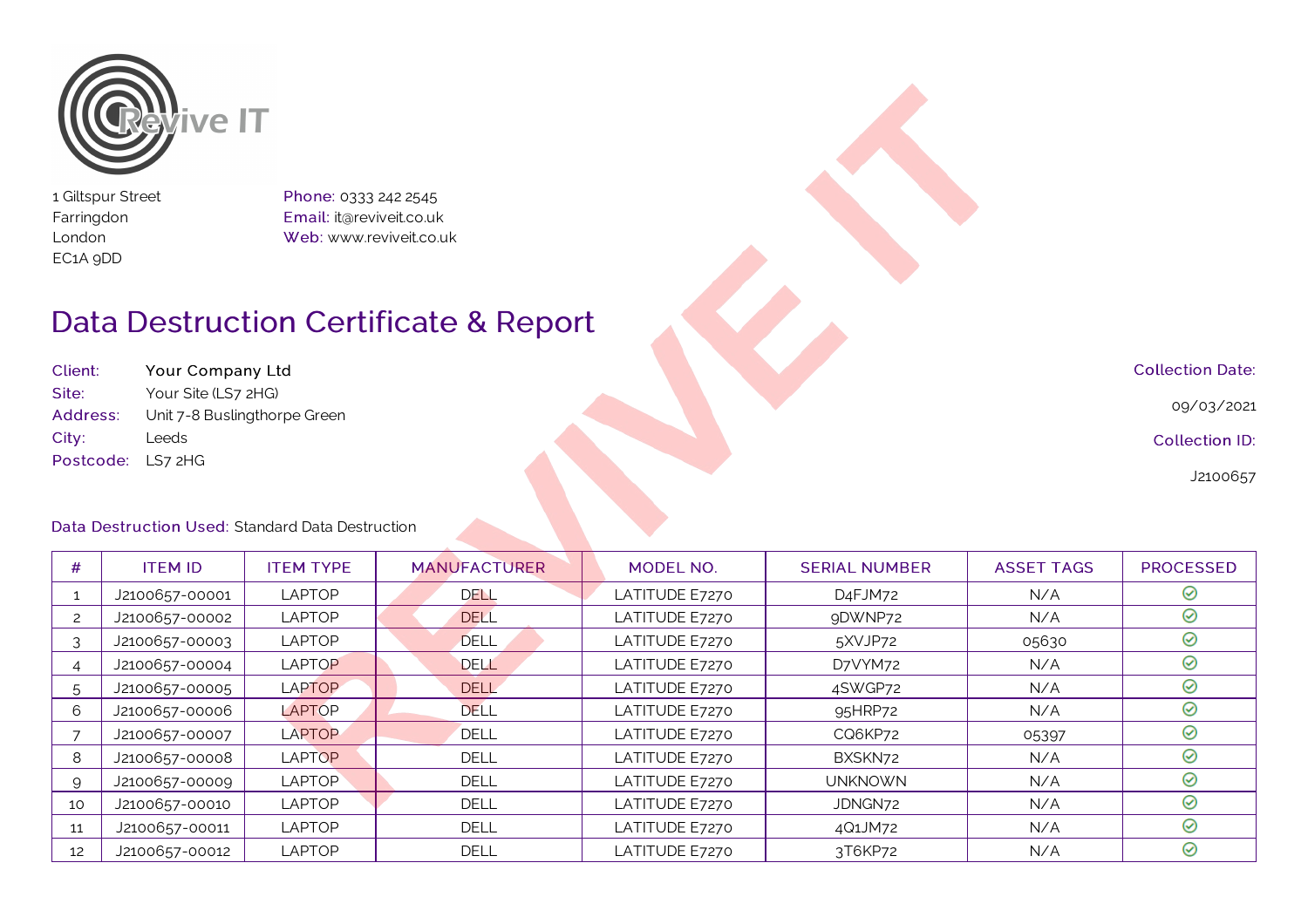Revive IT

1 Giltspur Street
Farringdon
London
EC1A 9DD

Phone: 0333 242 2545
Email: it@reviveit.co.uk
Web: www.reviveit.co.uk

# Data Destruction Certificate & Report

Client: **Your Company Ltd**
Site: Your Site (LS7 2HG)
Address: Unit 7-8 Buslingthorpe Green
City: Leeds
Postcode: LS7 2HG

Collection Date: 09/03/2021

Collection ID: J2100657

Data Destruction Used: Standard Data Destruction

| # | ITEM ID | ITEM TYPE | MANUFACTURER | MODEL NO. | SERIAL NUMBER | ASSET TAGS | PROCESSED |
|---|---|---|---|---|---|---|---|
| 1 | J2100657-00001 | LAPTOP | DELL | LATITUDE E7270 | D4FJM72 | N/A | ✓ |
| 2 | J2100657-00002 | LAPTOP | DELL | LATITUDE E7270 | 9DWNP72 | N/A | ✓ |
| 3 | J2100657-00003 | LAPTOP | DELL | LATITUDE E7270 | 5XVJP72 | 05630 | ✓ |
| 4 | J2100657-00004 | LAPTOP | DELL | LATITUDE E7270 | D7VYM72 | N/A | ✓ |
| 5 | J2100657-00005 | LAPTOP | DELL | LATITUDE E7270 | 4SWGP72 | N/A | ✓ |
| 6 | J2100657-00006 | LAPTOP | DELL | LATITUDE E7270 | 95HRP72 | N/A | ✓ |
| 7 | J2100657-00007 | LAPTOP | DELL | LATITUDE E7270 | CQ6KP72 | 05397 | ✓ |
| 8 | J2100657-00008 | LAPTOP | DELL | LATITUDE E7270 | BXSKN72 | N/A | ✓ |
| 9 | J2100657-00009 | LAPTOP | DELL | LATITUDE E7270 | UNKNOWN | N/A | ✓ |
| 10 | J2100657-00010 | LAPTOP | DELL | LATITUDE E7270 | JDNGN72 | N/A | ✓ |
| 11 | J2100657-00011 | LAPTOP | DELL | LATITUDE E7270 | 4Q1JM72 | N/A | ✓ |
| 12 | J2100657-00012 | LAPTOP | DELL | LATITUDE E7270 | 3T6KP72 | N/A | ✓ |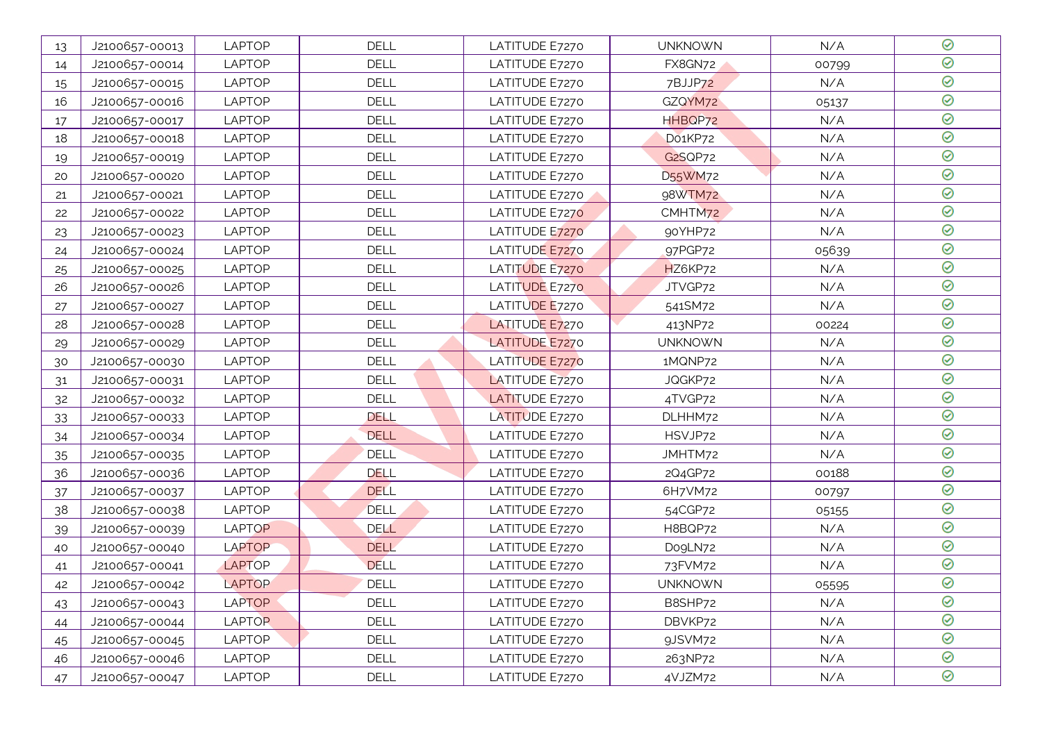| 13 | J2100657-00013 | LAPTOP | DELL | LATITUDE E7270 | UNKNOWN | N/A | ✓ |
|---|---|---|---|---|---|---|---|
| 14 | J2100657-00014 | LAPTOP | DELL | LATITUDE E7270 | FX8GN72 | 00799 | ✓ |
| 15 | J2100657-00015 | LAPTOP | DELL | LATITUDE E7270 | 7BJJP72 | N/A | ✓ |
| 16 | J2100657-00016 | LAPTOP | DELL | LATITUDE E7270 | GZQYM72 | 05137 | ✓ |
| 17 | J2100657-00017 | LAPTOP | DELL | LATITUDE E7270 | HHBQP72 | N/A | ✓ |
| 18 | J2100657-00018 | LAPTOP | DELL | LATITUDE E7270 | D01KP72 | N/A | ✓ |
| 19 | J2100657-00019 | LAPTOP | DELL | LATITUDE E7270 | G2SQP72 | N/A | ✓ |
| 20 | J2100657-00020 | LAPTOP | DELL | LATITUDE E7270 | D55WM72 | N/A | ✓ |
| 21 | J2100657-00021 | LAPTOP | DELL | LATITUDE E7270 | 98WTM72 | N/A | ✓ |
| 22 | J2100657-00022 | LAPTOP | DELL | LATITUDE E7270 | CMHTM72 | N/A | ✓ |
| 23 | J2100657-00023 | LAPTOP | DELL | LATITUDE E7270 | 90YHP72 | N/A | ✓ |
| 24 | J2100657-00024 | LAPTOP | DELL | LATITUDE E7270 | 97PGP72 | 05639 | ✓ |
| 25 | J2100657-00025 | LAPTOP | DELL | LATITUDE E7270 | HZ6KP72 | N/A | ✓ |
| 26 | J2100657-00026 | LAPTOP | DELL | LATITUDE E7270 | JTVGP72 | N/A | ✓ |
| 27 | J2100657-00027 | LAPTOP | DELL | LATITUDE E7270 | 541SM72 | N/A | ✓ |
| 28 | J2100657-00028 | LAPTOP | DELL | LATITUDE E7270 | 413NP72 | 00224 | ✓ |
| 29 | J2100657-00029 | LAPTOP | DELL | LATITUDE E7270 | UNKNOWN | N/A | ✓ |
| 30 | J2100657-00030 | LAPTOP | DELL | LATITUDE E7270 | 1MQNP72 | N/A | ✓ |
| 31 | J2100657-00031 | LAPTOP | DELL | LATITUDE E7270 | JQGKP72 | N/A | ✓ |
| 32 | J2100657-00032 | LAPTOP | DELL | LATITUDE E7270 | 4TVGP72 | N/A | ✓ |
| 33 | J2100657-00033 | LAPTOP | DELL | LATITUDE E7270 | DLHHM72 | N/A | ✓ |
| 34 | J2100657-00034 | LAPTOP | DELL | LATITUDE E7270 | HSVJP72 | N/A | ✓ |
| 35 | J2100657-00035 | LAPTOP | DELL | LATITUDE E7270 | JMHTM72 | N/A | ✓ |
| 36 | J2100657-00036 | LAPTOP | DELL | LATITUDE E7270 | 2Q4GP72 | 00188 | ✓ |
| 37 | J2100657-00037 | LAPTOP | DELL | LATITUDE E7270 | 6H7VM72 | 00797 | ✓ |
| 38 | J2100657-00038 | LAPTOP | DELL | LATITUDE E7270 | 54CGP72 | 05155 | ✓ |
| 39 | J2100657-00039 | LAPTOP | DELL | LATITUDE E7270 | H8BQP72 | N/A | ✓ |
| 40 | J2100657-00040 | LAPTOP | DELL | LATITUDE E7270 | D09LN72 | N/A | ✓ |
| 41 | J2100657-00041 | LAPTOP | DELL | LATITUDE E7270 | 73FVM72 | N/A | ✓ |
| 42 | J2100657-00042 | LAPTOP | DELL | LATITUDE E7270 | UNKNOWN | 05595 | ✓ |
| 43 | J2100657-00043 | LAPTOP | DELL | LATITUDE E7270 | B8SHP72 | N/A | ✓ |
| 44 | J2100657-00044 | LAPTOP | DELL | LATITUDE E7270 | DBVKP72 | N/A | ✓ |
| 45 | J2100657-00045 | LAPTOP | DELL | LATITUDE E7270 | 9JSVM72 | N/A | ✓ |
| 46 | J2100657-00046 | LAPTOP | DELL | LATITUDE E7270 | 263NP72 | N/A | ✓ |
| 47 | J2100657-00047 | LAPTOP | DELL | LATITUDE E7270 | 4VJZM72 | N/A | ✓ |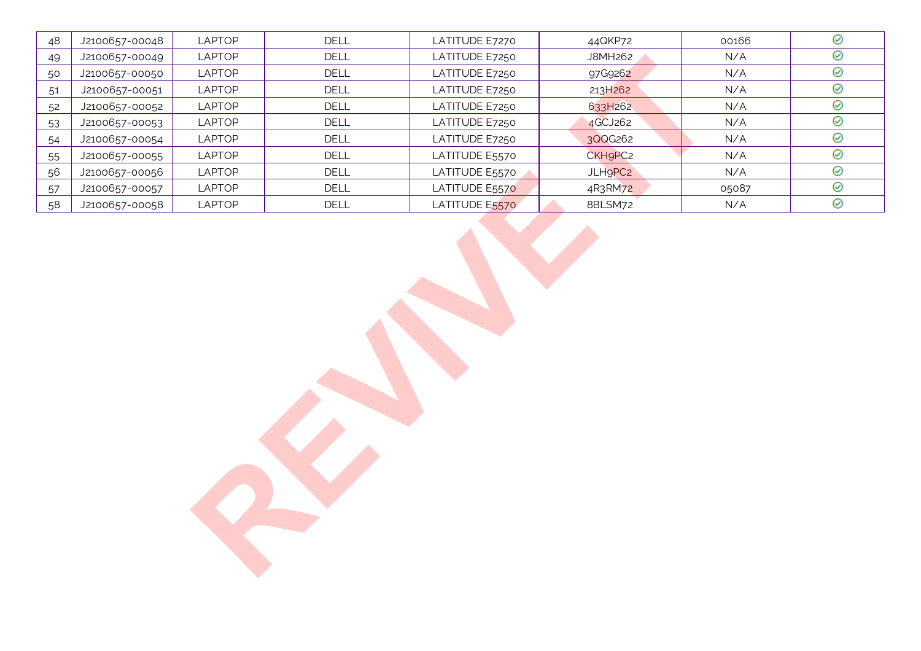| | | | | | | | |
|---|---|---|---|---|---|---|---|
| 48 | J2100657-00048 | LAPTOP | DELL | LATITUDE E7270 | 44QKP72 | 00166 | ✅ |
| 49 | J2100657-00049 | LAPTOP | DELL | LATITUDE E7250 | J8MH262 | N/A | ✅ |
| 50 | J2100657-00050 | LAPTOP | DELL | LATITUDE E7250 | 97G9262 | N/A | ✅ |
| 51 | J2100657-00051 | LAPTOP | DELL | LATITUDE E7250 | 213H262 | N/A | ✅ |
| 52 | J2100657-00052 | LAPTOP | DELL | LATITUDE E7250 | 633H262 | N/A | ✅ |
| 53 | J2100657-00053 | LAPTOP | DELL | LATITUDE E7250 | 4GCJ262 | N/A | ✅ |
| 54 | J2100657-00054 | LAPTOP | DELL | LATITUDE E7250 | 3QQG262 | N/A | ✅ |
| 55 | J2100657-00055 | LAPTOP | DELL | LATITUDE E5570 | CKH9PC2 | N/A | ✅ |
| 56 | J2100657-00056 | LAPTOP | DELL | LATITUDE E5570 | JLH9PC2 | N/A | ✅ |
| 57 | J2100657-00057 | LAPTOP | DELL | LATITUDE E5570 | 4R3RM72 | 05087 | ✅ |
| 58 | J2100657-00058 | LAPTOP | DELL | LATITUDE E5570 | 8BLSM72 | N/A | ✅ |

REVIVEIT